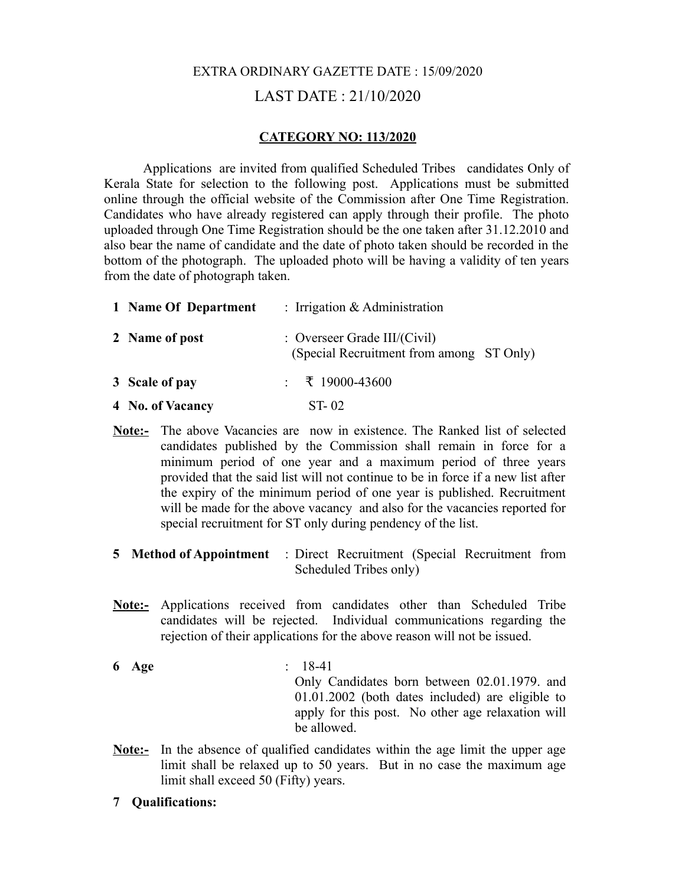EXTRA ORDINARY GAZETTE DATE : 15/09/2020

LAST DATE : 21/10/2020

**CATEGORY NO: 113/2020**

Applications are invited from qualified Scheduled Tribes candidates Only of Kerala State for selection to the following post. Applications must be submitted online through the official website of the Commission after One Time Registration. Candidates who have already registered can apply through their profile. The photo uploaded through One Time Registration should be the one taken after 31.12.2010 and also bear the name of candidate and the date of photo taken should be recorded in the bottom of the photograph. The uploaded photo will be having a validity of ten years from the date of photograph taken.

**1 Name Of Department** : Irrigation & Administration

**2 Name of post** : Overseer Grade III/(Civil) (Special Recruitment from among ST Only)

**3 Scale of pay** : ₹ 19000-43600

**4 No. of Vacancy** ST- 02

**Note:-** The above Vacancies are now in existence. The Ranked list of selected candidates published by the Commission shall remain in force for a minimum period of one year and a maximum period of three years provided that the said list will not continue to be in force if a new list after the expiry of the minimum period of one year is published. Recruitment will be made for the above vacancy and also for the vacancies reported for special recruitment for ST only during pendency of the list.

**5 Method of Appointment** : Direct Recruitment (Special Recruitment from Scheduled Tribes only)

**Note:-** Applications received from candidates other than Scheduled Tribe candidates will be rejected. Individual communications regarding the rejection of their applications for the above reason will not be issued.

**6 Age** : 18-41

Only Candidates born between 02.01.1979. and 01.01.2002 (both dates included) are eligible to apply for this post. No other age relaxation will be allowed.

**Note:-** In the absence of qualified candidates within the age limit the upper age limit shall be relaxed up to 50 years. But in no case the maximum age limit shall exceed 50 (Fifty) years.

**7 Qualifications:**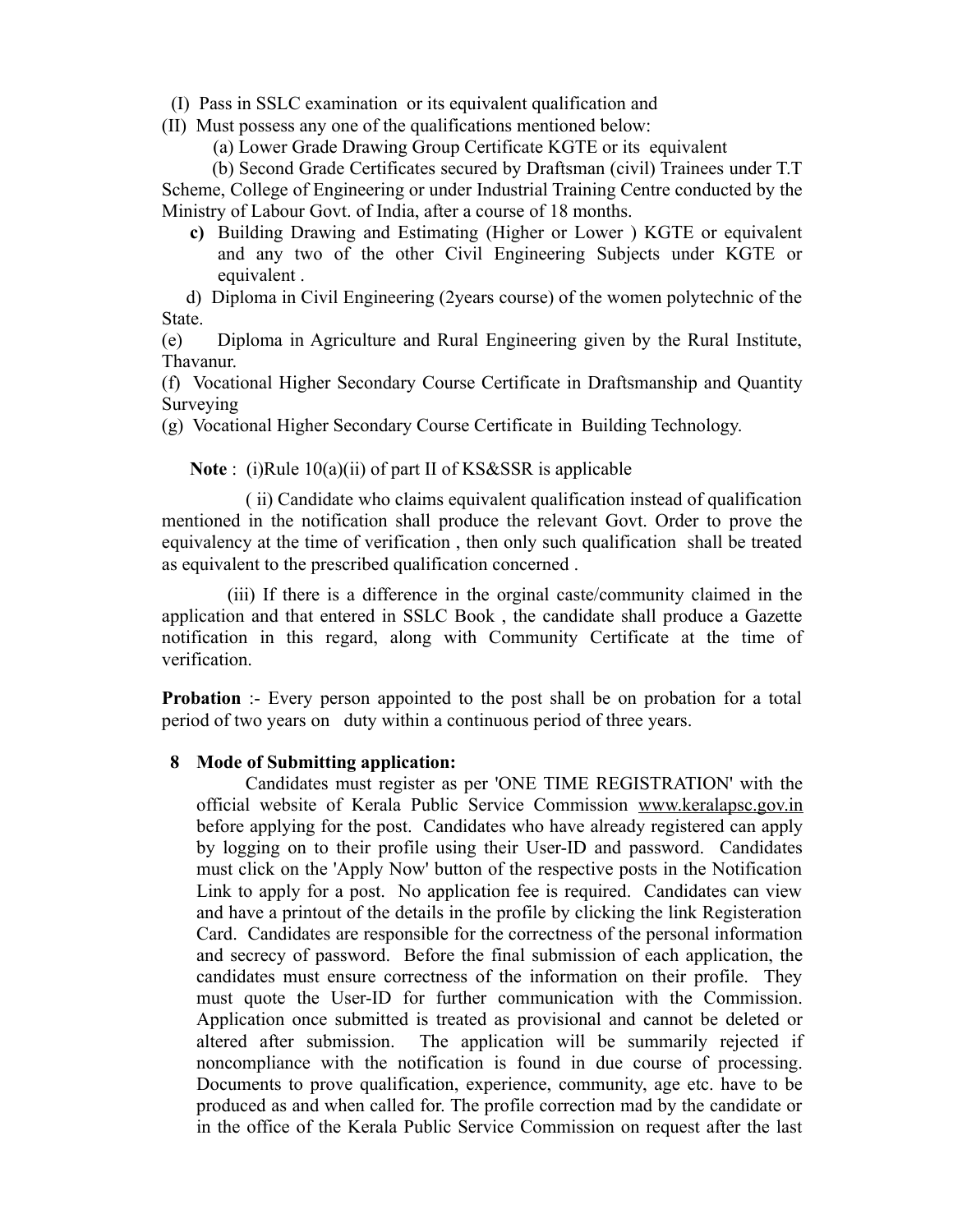(I) Pass in SSLC examination or its equivalent qualification and

(II) Must possess any one of the qualifications mentioned below:

(a) Lower Grade Drawing Group Certificate KGTE or its equivalent

(b) Second Grade Certificates secured by Draftsman (civil) Trainees under T.T Scheme, College of Engineering or under Industrial Training Centre conducted by the Ministry of Labour Govt. of India, after a course of 18 months.

**c)** Building Drawing and Estimating (Higher or Lower ) KGTE or equivalent and any two of the other Civil Engineering Subjects under KGTE or equivalent .

d) Diploma in Civil Engineering (2years course) of the women polytechnic of the State.

(e) Diploma in Agriculture and Rural Engineering given by the Rural Institute, Thavanur.

(f) Vocational Higher Secondary Course Certificate in Draftsmanship and Quantity Surveying

(g) Vocational Higher Secondary Course Certificate in Building Technology.

**Note** : (i)Rule 10(a)(ii) of part II of KS&SSR is applicable

( ii) Candidate who claims equivalent qualification instead of qualification mentioned in the notification shall produce the relevant Govt. Order to prove the equivalency at the time of verification , then only such qualification shall be treated as equivalent to the prescribed qualification concerned .

(iii) If there is a difference in the orginal caste/community claimed in the application and that entered in SSLC Book , the candidate shall produce a Gazette notification in this regard, along with Community Certificate at the time of verification.

**Probation** :- Every person appointed to the post shall be on probation for a total period of two years on duty within a continuous period of three years.

**8 Mode of Submitting application:**

Candidates must register as per 'ONE TIME REGISTRATION' with the official website of Kerala Public Service Commission www.keralapsc.gov.in before applying for the post. Candidates who have already registered can apply by logging on to their profile using their User-ID and password. Candidates must click on the 'Apply Now' button of the respective posts in the Notification Link to apply for a post. No application fee is required. Candidates can view and have a printout of the details in the profile by clicking the link Registeration Card. Candidates are responsible for the correctness of the personal information and secrecy of password. Before the final submission of each application, the candidates must ensure correctness of the information on their profile. They must quote the User-ID for further communication with the Commission. Application once submitted is treated as provisional and cannot be deleted or altered after submission. The application will be summarily rejected if noncompliance with the notification is found in due course of processing. Documents to prove qualification, experience, community, age etc. have to be produced as and when called for. The profile correction mad by the candidate or in the office of the Kerala Public Service Commission on request after the last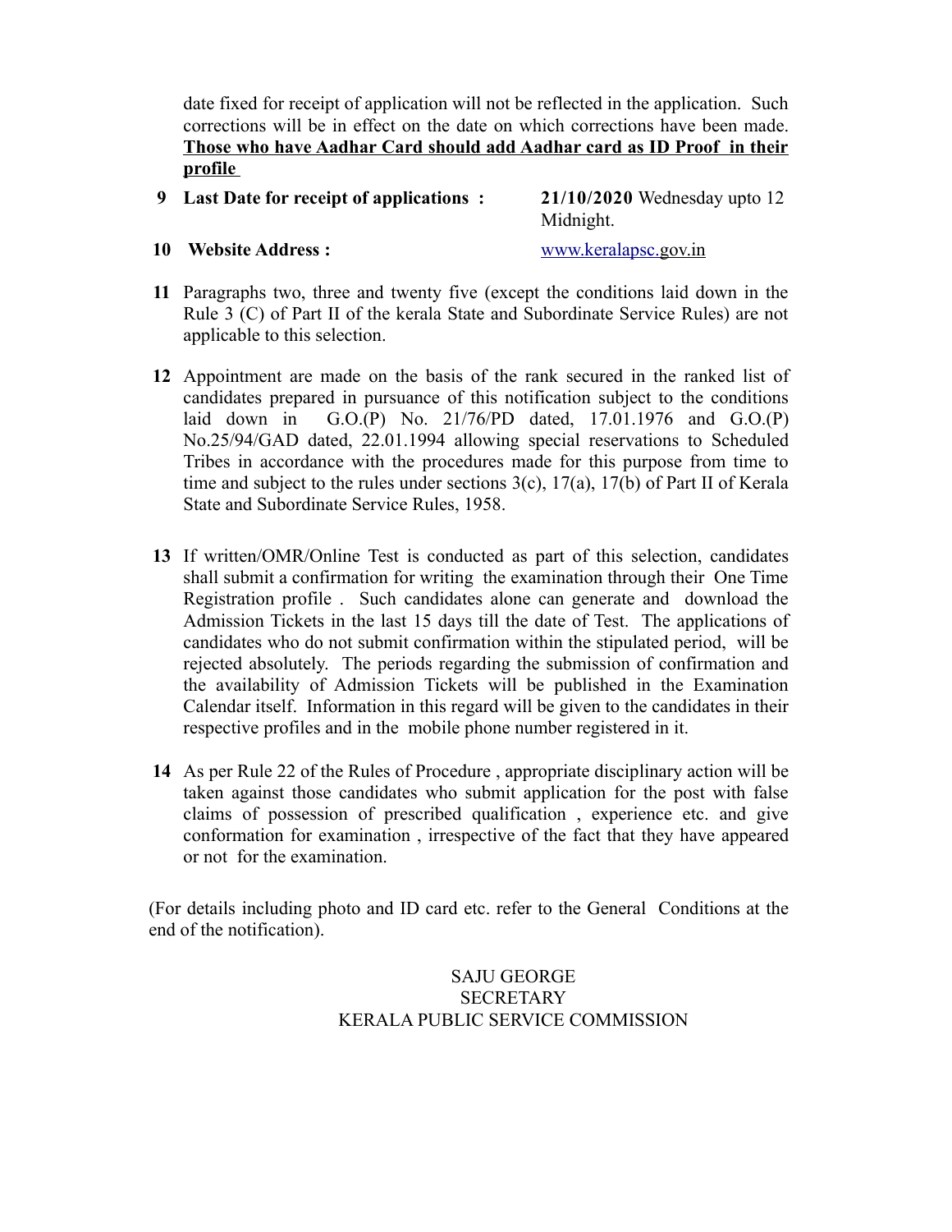date fixed for receipt of application will not be reflected in the application. Such corrections will be in effect on the date on which corrections have been made. **Those who have Aadhar Card should add Aadhar card as ID Proof in their profile**

**9 Last Date for receipt of applications :** **21/10/2020** Wednesday upto 12 Midnight.

**10 Website Address :** www.keralapsc.gov.in

**11** Paragraphs two, three and twenty five (except the conditions laid down in the Rule 3 (C) of Part II of the kerala State and Subordinate Service Rules) are not applicable to this selection.

**12** Appointment are made on the basis of the rank secured in the ranked list of candidates prepared in pursuance of this notification subject to the conditions laid down in G.O.(P) No. 21/76/PD dated, 17.01.1976 and G.O.(P) No.25/94/GAD dated, 22.01.1994 allowing special reservations to Scheduled Tribes in accordance with the procedures made for this purpose from time to time and subject to the rules under sections 3(c), 17(a), 17(b) of Part II of Kerala State and Subordinate Service Rules, 1958.

**13** If written/OMR/Online Test is conducted as part of this selection, candidates shall submit a confirmation for writing the examination through their One Time Registration profile . Such candidates alone can generate and download the Admission Tickets in the last 15 days till the date of Test. The applications of candidates who do not submit confirmation within the stipulated period, will be rejected absolutely. The periods regarding the submission of confirmation and the availability of Admission Tickets will be published in the Examination Calendar itself. Information in this regard will be given to the candidates in their respective profiles and in the mobile phone number registered in it.

**14** As per Rule 22 of the Rules of Procedure , appropriate disciplinary action will be taken against those candidates who submit application for the post with false claims of possession of prescribed qualification , experience etc. and give conformation for examination , irrespective of the fact that they have appeared or not for the examination.

(For details including photo and ID card etc. refer to the General Conditions at the end of the notification).

SAJU GEORGE
SECRETARY
KERALA PUBLIC SERVICE COMMISSION